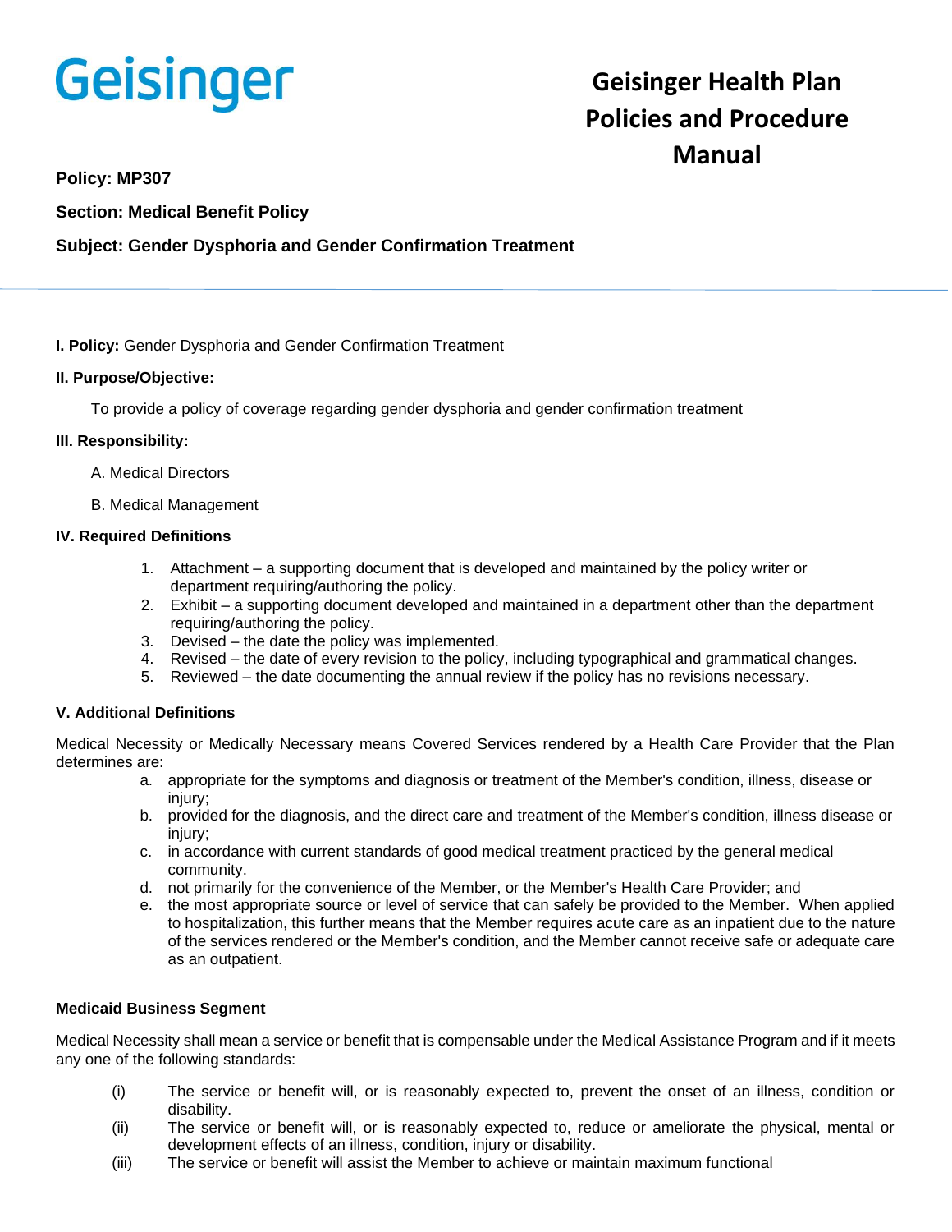Geisinger

# Geisinger Health Plan Policies and Procedure Manual

**Policy: MP307**

**Section: Medical Benefit Policy**

**Subject: Gender Dysphoria and Gender Confirmation Treatment**

---

**I. Policy:** Gender Dysphoria and Gender Confirmation Treatment

**II. Purpose/Objective:**

To provide a policy of coverage regarding gender dysphoria and gender confirmation treatment

**III. Responsibility:**

A. Medical Directors

B. Medical Management

**IV. Required Definitions**

1. Attachment – a supporting document that is developed and maintained by the policy writer or department requiring/authoring the policy.
2. Exhibit – a supporting document developed and maintained in a department other than the department requiring/authoring the policy.
3. Devised – the date the policy was implemented.
4. Revised – the date of every revision to the policy, including typographical and grammatical changes.
5. Reviewed – the date documenting the annual review if the policy has no revisions necessary.

**V. Additional Definitions**

Medical Necessity or Medically Necessary means Covered Services rendered by a Health Care Provider that the Plan determines are:

a. appropriate for the symptoms and diagnosis or treatment of the Member's condition, illness, disease or injury;
b. provided for the diagnosis, and the direct care and treatment of the Member's condition, illness disease or injury;
c. in accordance with current standards of good medical treatment practiced by the general medical community.
d. not primarily for the convenience of the Member, or the Member's Health Care Provider; and
e. the most appropriate source or level of service that can safely be provided to the Member. When applied to hospitalization, this further means that the Member requires acute care as an inpatient due to the nature of the services rendered or the Member's condition, and the Member cannot receive safe or adequate care as an outpatient.

**Medicaid Business Segment**

Medical Necessity shall mean a service or benefit that is compensable under the Medical Assistance Program and if it meets any one of the following standards:

(i) The service or benefit will, or is reasonably expected to, prevent the onset of an illness, condition or disability.

(ii) The service or benefit will, or is reasonably expected to, reduce or ameliorate the physical, mental or development effects of an illness, condition, injury or disability.

(iii) The service or benefit will assist the Member to achieve or maintain maximum functional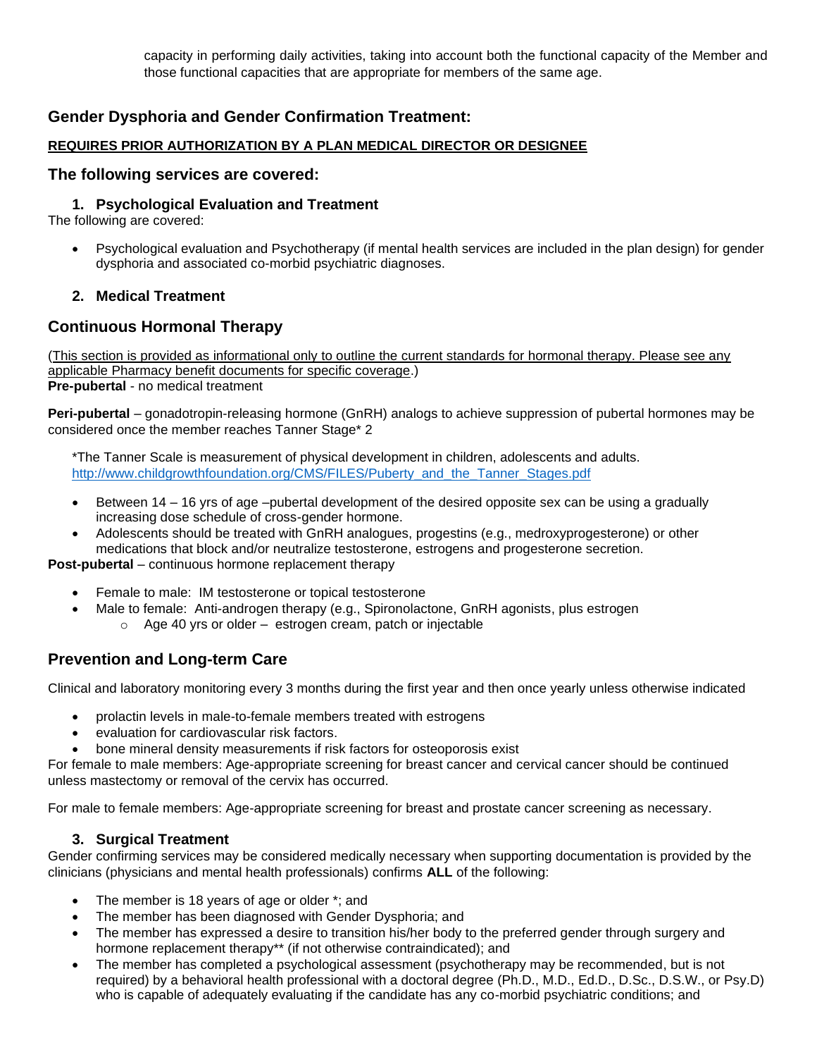capacity in performing daily activities, taking into account both the functional capacity of the Member and those functional capacities that are appropriate for members of the same age.

## Gender Dysphoria and Gender Confirmation Treatment:

**REQUIRES PRIOR AUTHORIZATION BY A PLAN MEDICAL DIRECTOR OR DESIGNEE**

## The following services are covered:

### 1. Psychological Evaluation and Treatment

The following are covered:

- Psychological evaluation and Psychotherapy (if mental health services are included in the plan design) for gender dysphoria and associated co-morbid psychiatric diagnoses.

### 2. Medical Treatment

## Continuous Hormonal Therapy

(This section is provided as informational only to outline the current standards for hormonal therapy. Please see any applicable Pharmacy benefit documents for specific coverage.)

**Pre-pubertal** - no medical treatment

**Peri-pubertal** – gonadotropin-releasing hormone (GnRH) analogs to achieve suppression of pubertal hormones may be considered once the member reaches Tanner Stage* 2

*The Tanner Scale is measurement of physical development in children, adolescents and adults. http://www.childgrowthfoundation.org/CMS/FILES/Puberty_and_the_Tanner_Stages.pdf

- Between 14 – 16 yrs of age –pubertal development of the desired opposite sex can be using a gradually increasing dose schedule of cross-gender hormone.
- Adolescents should be treated with GnRH analogues, progestins (e.g., medroxyprogesterone) or other medications that block and/or neutralize testosterone, estrogens and progesterone secretion.

**Post-pubertal** – continuous hormone replacement therapy

- Female to male: IM testosterone or topical testosterone
- Male to female: Anti-androgen therapy (e.g., Spironolactone, GnRH agonists, plus estrogen
  - Age 40 yrs or older – estrogen cream, patch or injectable

## Prevention and Long-term Care

Clinical and laboratory monitoring every 3 months during the first year and then once yearly unless otherwise indicated

- prolactin levels in male-to-female members treated with estrogens
- evaluation for cardiovascular risk factors.
- bone mineral density measurements if risk factors for osteoporosis exist

For female to male members: Age-appropriate screening for breast cancer and cervical cancer should be continued unless mastectomy or removal of the cervix has occurred.

For male to female members: Age-appropriate screening for breast and prostate cancer screening as necessary.

### 3. Surgical Treatment

Gender confirming services may be considered medically necessary when supporting documentation is provided by the clinicians (physicians and mental health professionals) confirms **ALL** of the following:

- The member is 18 years of age or older *; and
- The member has been diagnosed with Gender Dysphoria; and
- The member has expressed a desire to transition his/her body to the preferred gender through surgery and hormone replacement therapy** (if not otherwise contraindicated); and
- The member has completed a psychological assessment (psychotherapy may be recommended, but is not required) by a behavioral health professional with a doctoral degree (Ph.D., M.D., Ed.D., D.Sc., D.S.W., or Psy.D) who is capable of adequately evaluating if the candidate has any co-morbid psychiatric conditions; and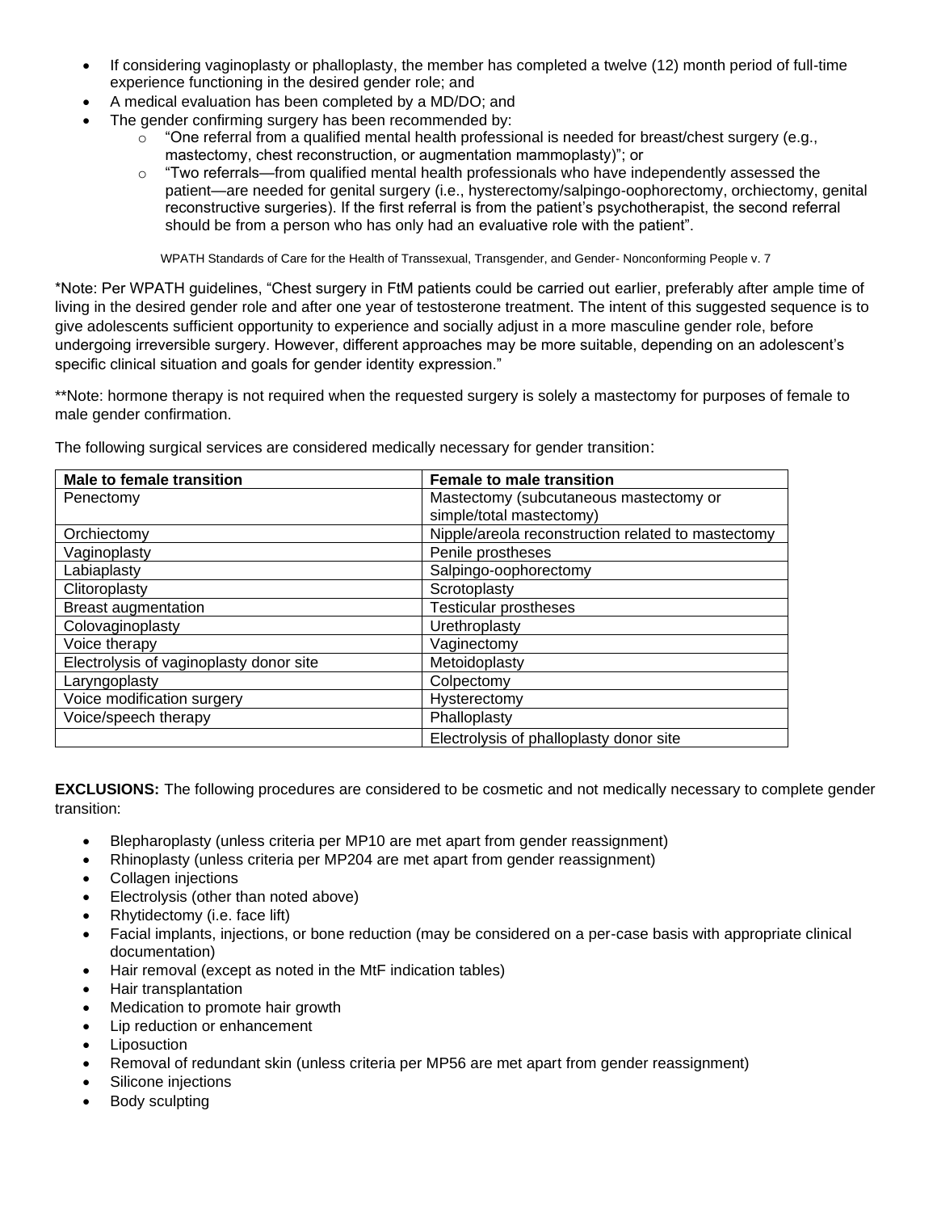- If considering vaginoplasty or phalloplasty, the member has completed a twelve (12) month period of full-time experience functioning in the desired gender role; and
- A medical evaluation has been completed by a MD/DO; and
- The gender confirming surgery has been recommended by:
  - "One referral from a qualified mental health professional is needed for breast/chest surgery (e.g., mastectomy, chest reconstruction, or augmentation mammoplasty)"; or
  - "Two referrals—from qualified mental health professionals who have independently assessed the patient—are needed for genital surgery (i.e., hysterectomy/salpingo-oophorectomy, orchiectomy, genital reconstructive surgeries). If the first referral is from the patient's psychotherapist, the second referral should be from a person who has only had an evaluative role with the patient".

WPATH Standards of Care for the Health of Transsexual, Transgender, and Gender- Nonconforming People v. 7

*Note: Per WPATH guidelines, "Chest surgery in FtM patients could be carried out earlier, preferably after ample time of living in the desired gender role and after one year of testosterone treatment. The intent of this suggested sequence is to give adolescents sufficient opportunity to experience and socially adjust in a more masculine gender role, before undergoing irreversible surgery. However, different approaches may be more suitable, depending on an adolescent's specific clinical situation and goals for gender identity expression."

**Note: hormone therapy is not required when the requested surgery is solely a mastectomy for purposes of female to male gender confirmation.

The following surgical services are considered medically necessary for gender transition:

| Male to female transition | Female to male transition |
|---|---|
| Penectomy | Mastectomy (subcutaneous mastectomy or simple/total mastectomy) |
| Orchiectomy | Nipple/areola reconstruction related to mastectomy |
| Vaginoplasty | Penile prostheses |
| Labiaplasty | Salpingo-oophorectomy |
| Clitoroplasty | Scrotoplasty |
| Breast augmentation | Testicular prostheses |
| Colovaginoplasty | Urethroplasty |
| Voice therapy | Vaginectomy |
| Electrolysis of vaginoplasty donor site | Metoidoplasty |
| Laryngoplasty | Colpectomy |
| Voice modification surgery | Hysterectomy |
| Voice/speech therapy | Phalloplasty |
| | Electrolysis of phalloplasty donor site |

**EXCLUSIONS:** The following procedures are considered to be cosmetic and not medically necessary to complete gender transition:

- Blepharoplasty (unless criteria per MP10 are met apart from gender reassignment)
- Rhinoplasty (unless criteria per MP204 are met apart from gender reassignment)
- Collagen injections
- Electrolysis (other than noted above)
- Rhytidectomy (i.e. face lift)
- Facial implants, injections, or bone reduction (may be considered on a per-case basis with appropriate clinical documentation)
- Hair removal (except as noted in the MtF indication tables)
- Hair transplantation
- Medication to promote hair growth
- Lip reduction or enhancement
- Liposuction
- Removal of redundant skin (unless criteria per MP56 are met apart from gender reassignment)
- Silicone injections
- Body sculpting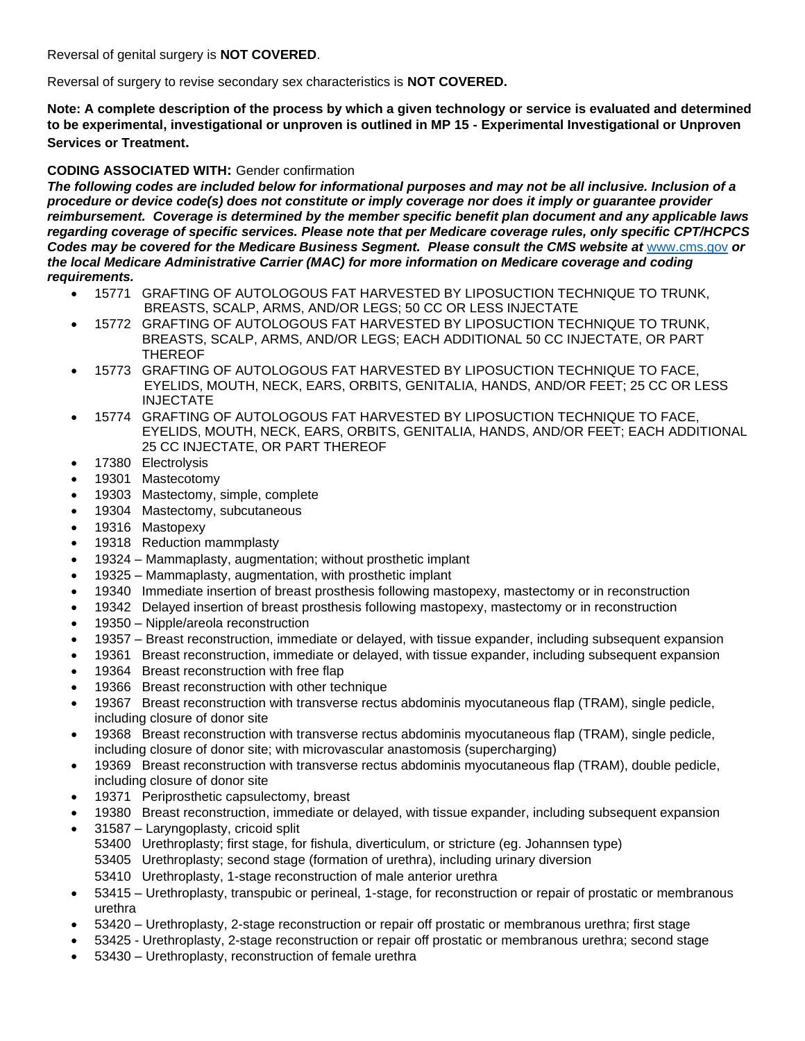Reversal of genital surgery is **NOT COVERED**.

Reversal of surgery to revise secondary sex characteristics is **NOT COVERED.**

**Note: A complete description of the process by which a given technology or service is evaluated and determined to be experimental, investigational or unproven is outlined in MP 15 - Experimental Investigational or Unproven Services or Treatment.**

**CODING ASSOCIATED WITH:** Gender confirmation

***The following codes are included below for informational purposes and may not be all inclusive. Inclusion of a procedure or device code(s) does not constitute or imply coverage nor does it imply or guarantee provider reimbursement. Coverage is determined by the member specific benefit plan document and any applicable laws regarding coverage of specific services. Please note that per Medicare coverage rules, only specific CPT/HCPCS Codes may be covered for the Medicare Business Segment. Please consult the CMS website at*** [www.cms.gov](http://www.cms.gov) ***or the local Medicare Administrative Carrier (MAC) for more information on Medicare coverage and coding requirements.***

- 15771 GRAFTING OF AUTOLOGOUS FAT HARVESTED BY LIPOSUCTION TECHNIQUE TO TRUNK, BREASTS, SCALP, ARMS, AND/OR LEGS; 50 CC OR LESS INJECTATE
- 15772 GRAFTING OF AUTOLOGOUS FAT HARVESTED BY LIPOSUCTION TECHNIQUE TO TRUNK, BREASTS, SCALP, ARMS, AND/OR LEGS; EACH ADDITIONAL 50 CC INJECTATE, OR PART THEREOF
- 15773 GRAFTING OF AUTOLOGOUS FAT HARVESTED BY LIPOSUCTION TECHNIQUE TO FACE, EYELIDS, MOUTH, NECK, EARS, ORBITS, GENITALIA, HANDS, AND/OR FEET; 25 CC OR LESS INJECTATE
- 15774 GRAFTING OF AUTOLOGOUS FAT HARVESTED BY LIPOSUCTION TECHNIQUE TO FACE, EYELIDS, MOUTH, NECK, EARS, ORBITS, GENITALIA, HANDS, AND/OR FEET; EACH ADDITIONAL 25 CC INJECTATE, OR PART THEREOF
- 17380 Electrolysis
- 19301 Mastecotomy
- 19303 Mastectomy, simple, complete
- 19304 Mastectomy, subcutaneous
- 19316 Mastopexy
- 19318 Reduction mammplasty
- 19324 – Mammaplasty, augmentation; without prosthetic implant
- 19325 – Mammaplasty, augmentation, with prosthetic implant
- 19340 Immediate insertion of breast prosthesis following mastopexy, mastectomy or in reconstruction
- 19342 Delayed insertion of breast prosthesis following mastopexy, mastectomy or in reconstruction
- 19350 – Nipple/areola reconstruction
- 19357 – Breast reconstruction, immediate or delayed, with tissue expander, including subsequent expansion
- 19361 Breast reconstruction, immediate or delayed, with tissue expander, including subsequent expansion
- 19364 Breast reconstruction with free flap
- 19366 Breast reconstruction with other technique
- 19367 Breast reconstruction with transverse rectus abdominis myocutaneous flap (TRAM), single pedicle, including closure of donor site
- 19368 Breast reconstruction with transverse rectus abdominis myocutaneous flap (TRAM), single pedicle, including closure of donor site; with microvascular anastomosis (supercharging)
- 19369 Breast reconstruction with transverse rectus abdominis myocutaneous flap (TRAM), double pedicle, including closure of donor site
- 19371 Periprosthetic capsulectomy, breast
- 19380 Breast reconstruction, immediate or delayed, with tissue expander, including subsequent expansion
- 31587 – Laryngoplasty, cricoid split
  53400 Urethroplasty; first stage, for fishula, diverticulum, or stricture (eg. Johannsen type)
  53405 Urethroplasty; second stage (formation of urethra), including urinary diversion
  53410 Urethroplasty, 1-stage reconstruction of male anterior urethra
- 53415 – Urethroplasty, transpubic or perineal, 1-stage, for reconstruction or repair of prostatic or membranous urethra
- 53420 – Urethroplasty, 2-stage reconstruction or repair off prostatic or membranous urethra; first stage
- 53425 - Urethroplasty, 2-stage reconstruction or repair off prostatic or membranous urethra; second stage
- 53430 – Urethroplasty, reconstruction of female urethra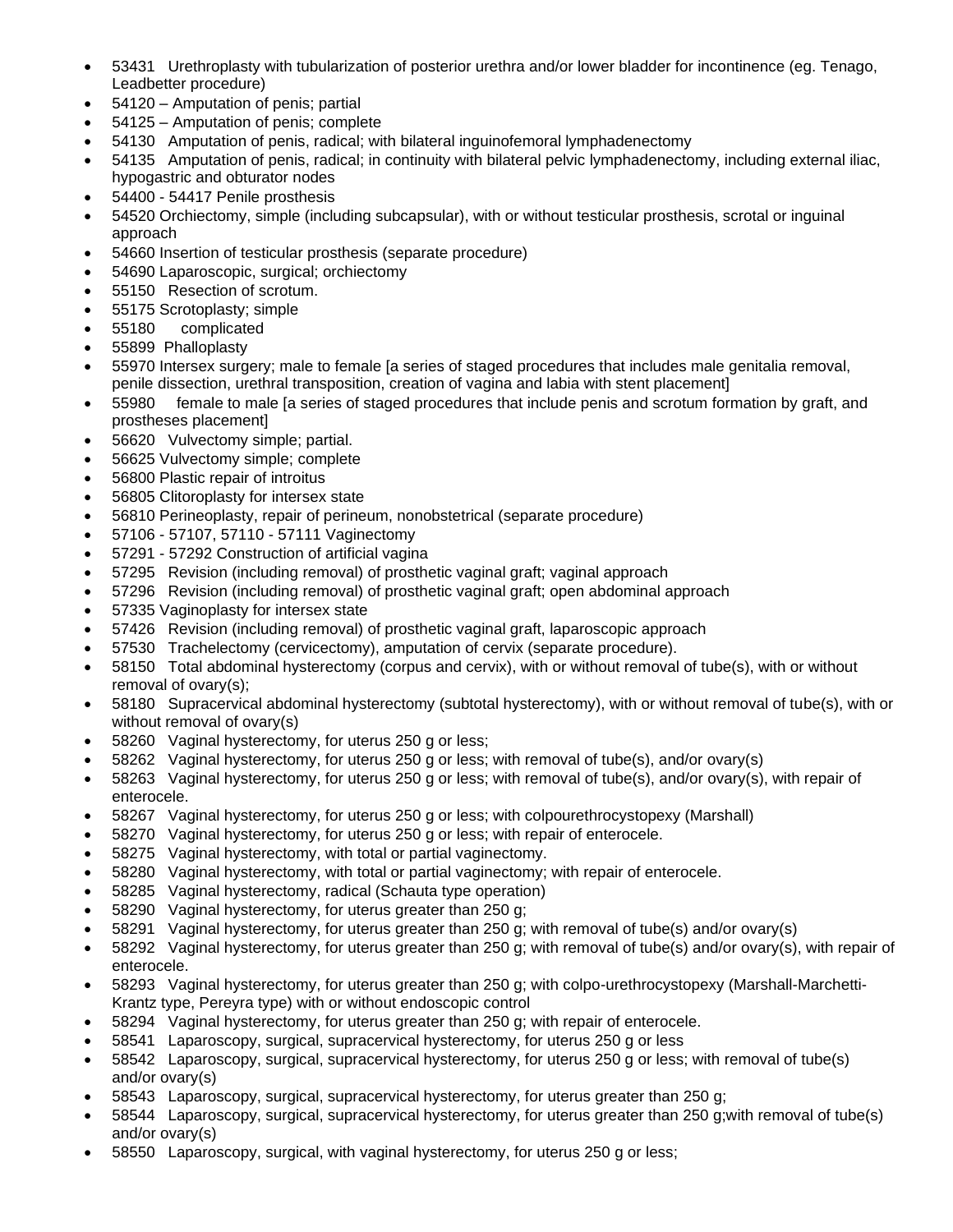- 53431 Urethroplasty with tubularization of posterior urethra and/or lower bladder for incontinence (eg. Tenago, Leadbetter procedure)
- 54120 – Amputation of penis; partial
- 54125 – Amputation of penis; complete
- 54130 Amputation of penis, radical; with bilateral inguinofemoral lymphadenectomy
- 54135 Amputation of penis, radical; in continuity with bilateral pelvic lymphadenectomy, including external iliac, hypogastric and obturator nodes
- 54400 - 54417 Penile prosthesis
- 54520 Orchiectomy, simple (including subcapsular), with or without testicular prosthesis, scrotal or inguinal approach
- 54660 Insertion of testicular prosthesis (separate procedure)
- 54690 Laparoscopic, surgical; orchiectomy
- 55150 Resection of scrotum.
- 55175 Scrotoplasty; simple
- 55180 complicated
- 55899 Phalloplasty
- 55970 Intersex surgery; male to female [a series of staged procedures that includes male genitalia removal, penile dissection, urethral transposition, creation of vagina and labia with stent placement]
- 55980 female to male [a series of staged procedures that include penis and scrotum formation by graft, and prostheses placement]
- 56620 Vulvectomy simple; partial.
- 56625 Vulvectomy simple; complete
- 56800 Plastic repair of introitus
- 56805 Clitoroplasty for intersex state
- 56810 Perineoplasty, repair of perineum, nonobstetrical (separate procedure)
- 57106 - 57107, 57110 - 57111 Vaginectomy
- 57291 - 57292 Construction of artificial vagina
- 57295 Revision (including removal) of prosthetic vaginal graft; vaginal approach
- 57296 Revision (including removal) of prosthetic vaginal graft; open abdominal approach
- 57335 Vaginoplasty for intersex state
- 57426 Revision (including removal) of prosthetic vaginal graft, laparoscopic approach
- 57530 Trachelectomy (cervicectomy), amputation of cervix (separate procedure).
- 58150 Total abdominal hysterectomy (corpus and cervix), with or without removal of tube(s), with or without removal of ovary(s);
- 58180 Supracervical abdominal hysterectomy (subtotal hysterectomy), with or without removal of tube(s), with or without removal of ovary(s)
- 58260 Vaginal hysterectomy, for uterus 250 g or less;
- 58262 Vaginal hysterectomy, for uterus 250 g or less; with removal of tube(s), and/or ovary(s)
- 58263 Vaginal hysterectomy, for uterus 250 g or less; with removal of tube(s), and/or ovary(s), with repair of enterocele.
- 58267 Vaginal hysterectomy, for uterus 250 g or less; with colpourethrocystopexy (Marshall)
- 58270 Vaginal hysterectomy, for uterus 250 g or less; with repair of enterocele.
- 58275 Vaginal hysterectomy, with total or partial vaginectomy.
- 58280 Vaginal hysterectomy, with total or partial vaginectomy; with repair of enterocele.
- 58285 Vaginal hysterectomy, radical (Schauta type operation)
- 58290 Vaginal hysterectomy, for uterus greater than 250 g;
- 58291 Vaginal hysterectomy, for uterus greater than 250 g; with removal of tube(s) and/or ovary(s)
- 58292 Vaginal hysterectomy, for uterus greater than 250 g; with removal of tube(s) and/or ovary(s), with repair of enterocele.
- 58293 Vaginal hysterectomy, for uterus greater than 250 g; with colpo-urethrocystopexy (Marshall-Marchetti-Krantz type, Pereyra type) with or without endoscopic control
- 58294 Vaginal hysterectomy, for uterus greater than 250 g; with repair of enterocele.
- 58541 Laparoscopy, surgical, supracervical hysterectomy, for uterus 250 g or less
- 58542 Laparoscopy, surgical, supracervical hysterectomy, for uterus 250 g or less; with removal of tube(s) and/or ovary(s)
- 58543 Laparoscopy, surgical, supracervical hysterectomy, for uterus greater than 250 g;
- 58544 Laparoscopy, surgical, supracervical hysterectomy, for uterus greater than 250 g;with removal of tube(s) and/or ovary(s)
- 58550 Laparoscopy, surgical, with vaginal hysterectomy, for uterus 250 g or less;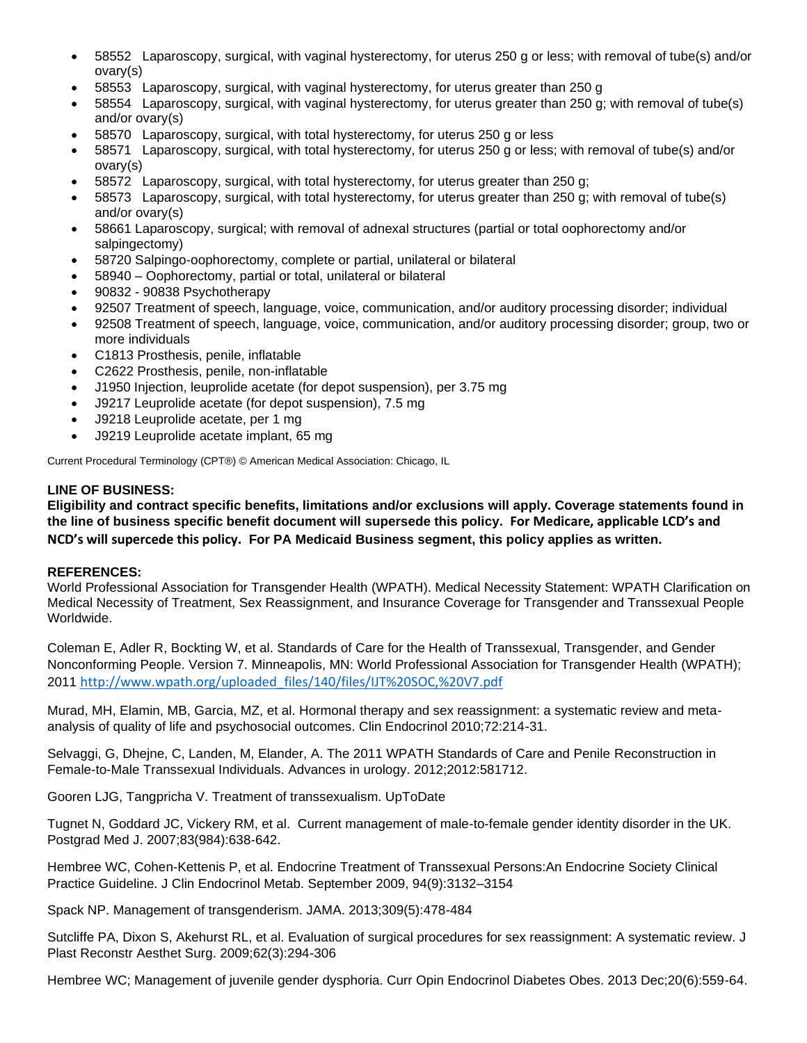- 58552 Laparoscopy, surgical, with vaginal hysterectomy, for uterus 250 g or less; with removal of tube(s) and/or ovary(s)
- 58553 Laparoscopy, surgical, with vaginal hysterectomy, for uterus greater than 250 g
- 58554 Laparoscopy, surgical, with vaginal hysterectomy, for uterus greater than 250 g; with removal of tube(s) and/or ovary(s)
- 58570 Laparoscopy, surgical, with total hysterectomy, for uterus 250 g or less
- 58571 Laparoscopy, surgical, with total hysterectomy, for uterus 250 g or less; with removal of tube(s) and/or ovary(s)
- 58572 Laparoscopy, surgical, with total hysterectomy, for uterus greater than 250 g;
- 58573 Laparoscopy, surgical, with total hysterectomy, for uterus greater than 250 g; with removal of tube(s) and/or ovary(s)
- 58661 Laparoscopy, surgical; with removal of adnexal structures (partial or total oophorectomy and/or salpingectomy)
- 58720 Salpingo-oophorectomy, complete or partial, unilateral or bilateral
- 58940 – Oophorectomy, partial or total, unilateral or bilateral
- 90832 - 90838 Psychotherapy
- 92507 Treatment of speech, language, voice, communication, and/or auditory processing disorder; individual
- 92508 Treatment of speech, language, voice, communication, and/or auditory processing disorder; group, two or more individuals
- C1813 Prosthesis, penile, inflatable
- C2622 Prosthesis, penile, non-inflatable
- J1950 Injection, leuprolide acetate (for depot suspension), per 3.75 mg
- J9217 Leuprolide acetate (for depot suspension), 7.5 mg
- J9218 Leuprolide acetate, per 1 mg
- J9219 Leuprolide acetate implant, 65 mg

Current Procedural Terminology (CPT®) © American Medical Association: Chicago, IL

**LINE OF BUSINESS:**

**Eligibility and contract specific benefits, limitations and/or exclusions will apply. Coverage statements found in the line of business specific benefit document will supersede this policy. For Medicare, applicable LCD's and NCD's will supercede this policy. For PA Medicaid Business segment, this policy applies as written.**

**REFERENCES:**

World Professional Association for Transgender Health (WPATH). Medical Necessity Statement: WPATH Clarification on Medical Necessity of Treatment, Sex Reassignment, and Insurance Coverage for Transgender and Transsexual People Worldwide.

Coleman E, Adler R, Bockting W, et al. Standards of Care for the Health of Transsexual, Transgender, and Gender Nonconforming People. Version 7. Minneapolis, MN: World Professional Association for Transgender Health (WPATH); 2011 http://www.wpath.org/uploaded_files/140/files/IJT%20SOC,%20V7.pdf

Murad, MH, Elamin, MB, Garcia, MZ, et al. Hormonal therapy and sex reassignment: a systematic review and meta-analysis of quality of life and psychosocial outcomes. Clin Endocrinol 2010;72:214-31.

Selvaggi, G, Dhejne, C, Landen, M, Elander, A. The 2011 WPATH Standards of Care and Penile Reconstruction in Female-to-Male Transsexual Individuals. Advances in urology. 2012;2012:581712.

Gooren LJG, Tangpricha V. Treatment of transsexualism. UpToDate

Tugnet N, Goddard JC, Vickery RM, et al. Current management of male-to-female gender identity disorder in the UK. Postgrad Med J. 2007;83(984):638-642.

Hembree WC, Cohen-Kettenis P, et al. Endocrine Treatment of Transsexual Persons:An Endocrine Society Clinical Practice Guideline. J Clin Endocrinol Metab. September 2009, 94(9):3132–3154

Spack NP. Management of transgenderism. JAMA. 2013;309(5):478-484

Sutcliffe PA, Dixon S, Akehurst RL, et al. Evaluation of surgical procedures for sex reassignment: A systematic review. J Plast Reconstr Aesthet Surg. 2009;62(3):294-306

Hembree WC; Management of juvenile gender dysphoria. Curr Opin Endocrinol Diabetes Obes. 2013 Dec;20(6):559-64.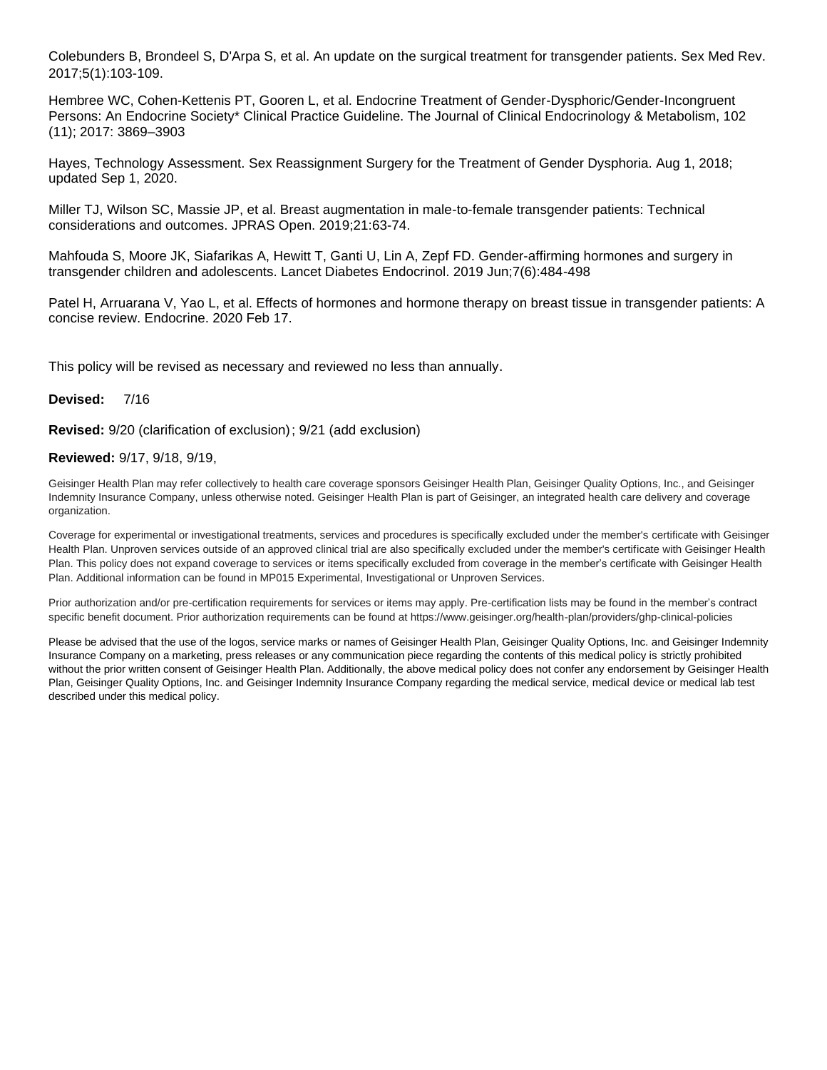Colebunders B, Brondeel S, D'Arpa S, et al. An update on the surgical treatment for transgender patients. Sex Med Rev. 2017;5(1):103-109.

Hembree WC, Cohen-Kettenis PT, Gooren L, et al. Endocrine Treatment of Gender-Dysphoric/Gender-Incongruent Persons: An Endocrine Society* Clinical Practice Guideline. The Journal of Clinical Endocrinology & Metabolism, 102 (11); 2017: 3869–3903

Hayes, Technology Assessment. Sex Reassignment Surgery for the Treatment of Gender Dysphoria. Aug 1, 2018; updated Sep 1, 2020.

Miller TJ, Wilson SC, Massie JP, et al. Breast augmentation in male-to-female transgender patients: Technical considerations and outcomes. JPRAS Open. 2019;21:63-74.

Mahfouda S, Moore JK, Siafarikas A, Hewitt T, Ganti U, Lin A, Zepf FD. Gender-affirming hormones and surgery in transgender children and adolescents. Lancet Diabetes Endocrinol. 2019 Jun;7(6):484-498

Patel H, Arruarana V, Yao L, et al. Effects of hormones and hormone therapy on breast tissue in transgender patients: A concise review. Endocrine. 2020 Feb 17.

This policy will be revised as necessary and reviewed no less than annually.

**Devised:** 7/16

**Revised:** 9/20 (clarification of exclusion); 9/21 (add exclusion)

**Reviewed:** 9/17, 9/18, 9/19,

Geisinger Health Plan may refer collectively to health care coverage sponsors Geisinger Health Plan, Geisinger Quality Options, Inc., and Geisinger Indemnity Insurance Company, unless otherwise noted. Geisinger Health Plan is part of Geisinger, an integrated health care delivery and coverage organization.

Coverage for experimental or investigational treatments, services and procedures is specifically excluded under the member's certificate with Geisinger Health Plan. Unproven services outside of an approved clinical trial are also specifically excluded under the member's certificate with Geisinger Health Plan. This policy does not expand coverage to services or items specifically excluded from coverage in the member's certificate with Geisinger Health Plan. Additional information can be found in MP015 Experimental, Investigational or Unproven Services.

Prior authorization and/or pre-certification requirements for services or items may apply. Pre-certification lists may be found in the member's contract specific benefit document. Prior authorization requirements can be found at https://www.geisinger.org/health-plan/providers/ghp-clinical-policies

Please be advised that the use of the logos, service marks or names of Geisinger Health Plan, Geisinger Quality Options, Inc. and Geisinger Indemnity Insurance Company on a marketing, press releases or any communication piece regarding the contents of this medical policy is strictly prohibited without the prior written consent of Geisinger Health Plan. Additionally, the above medical policy does not confer any endorsement by Geisinger Health Plan, Geisinger Quality Options, Inc. and Geisinger Indemnity Insurance Company regarding the medical service, medical device or medical lab test described under this medical policy.